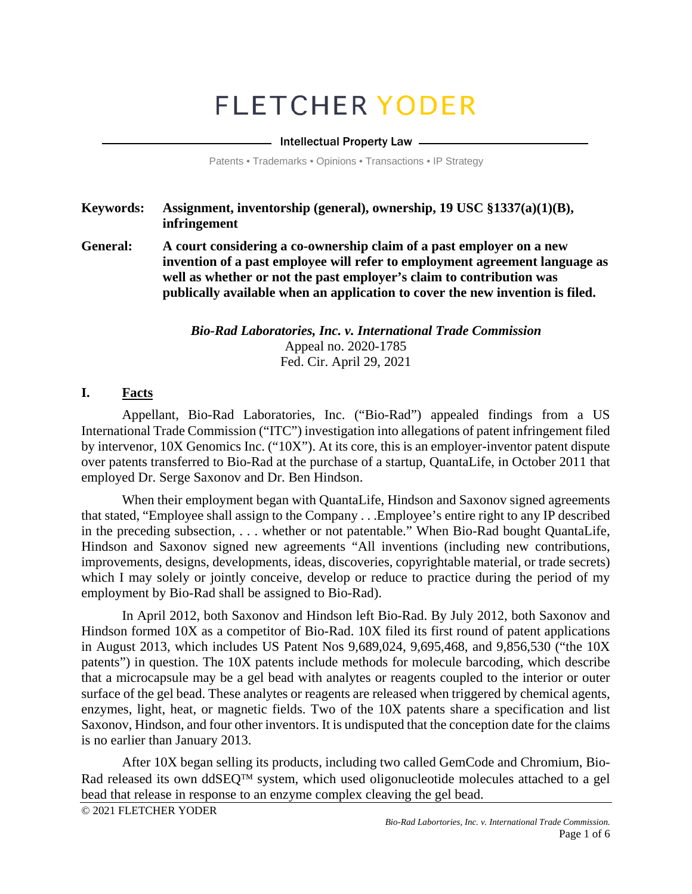# FLETCHER YODER

Intellectual Property Law

Patents • Trademarks • Opinions • Transactions • IP Strategy

**Keywords:** **Assignment, inventorship (general), ownership, 19 USC §1337(a)(1)(B), infringement**

**General:** **A court considering a co-ownership claim of a past employer on a new invention of a past employee will refer to employment agreement language as well as whether or not the past employer's claim to contribution was publically available when an application to cover the new invention is filed.**

***Bio-Rad Laboratories, Inc. v. International Trade Commission***
Appeal no. 2020-1785
Fed. Cir. April 29, 2021

## I. Facts

Appellant, Bio-Rad Laboratories, Inc. ("Bio-Rad") appealed findings from a US International Trade Commission ("ITC") investigation into allegations of patent infringement filed by intervenor, 10X Genomics Inc. ("10X"). At its core, this is an employer-inventor patent dispute over patents transferred to Bio-Rad at the purchase of a startup, QuantaLife, in October 2011 that employed Dr. Serge Saxonov and Dr. Ben Hindson.

When their employment began with QuantaLife, Hindson and Saxonov signed agreements that stated, "Employee shall assign to the Company . . .Employee's entire right to any IP described in the preceding subsection, . . . whether or not patentable." When Bio-Rad bought QuantaLife, Hindson and Saxonov signed new agreements "All inventions (including new contributions, improvements, designs, developments, ideas, discoveries, copyrightable material, or trade secrets) which I may solely or jointly conceive, develop or reduce to practice during the period of my employment by Bio-Rad shall be assigned to Bio-Rad).

In April 2012, both Saxonov and Hindson left Bio-Rad. By July 2012, both Saxonov and Hindson formed 10X as a competitor of Bio-Rad. 10X filed its first round of patent applications in August 2013, which includes US Patent Nos 9,689,024, 9,695,468, and 9,856,530 ("the 10X patents") in question. The 10X patents include methods for molecule barcoding, which describe that a microcapsule may be a gel bead with analytes or reagents coupled to the interior or outer surface of the gel bead. These analytes or reagents are released when triggered by chemical agents, enzymes, light, heat, or magnetic fields. Two of the 10X patents share a specification and list Saxonov, Hindson, and four other inventors. It is undisputed that the conception date for the claims is no earlier than January 2013.

After 10X began selling its products, including two called GemCode and Chromium, Bio-Rad released its own ddSEQ™ system, which used oligonucleotide molecules attached to a gel bead that release in response to an enzyme complex cleaving the gel bead.

© 2021 FLETCHER YODER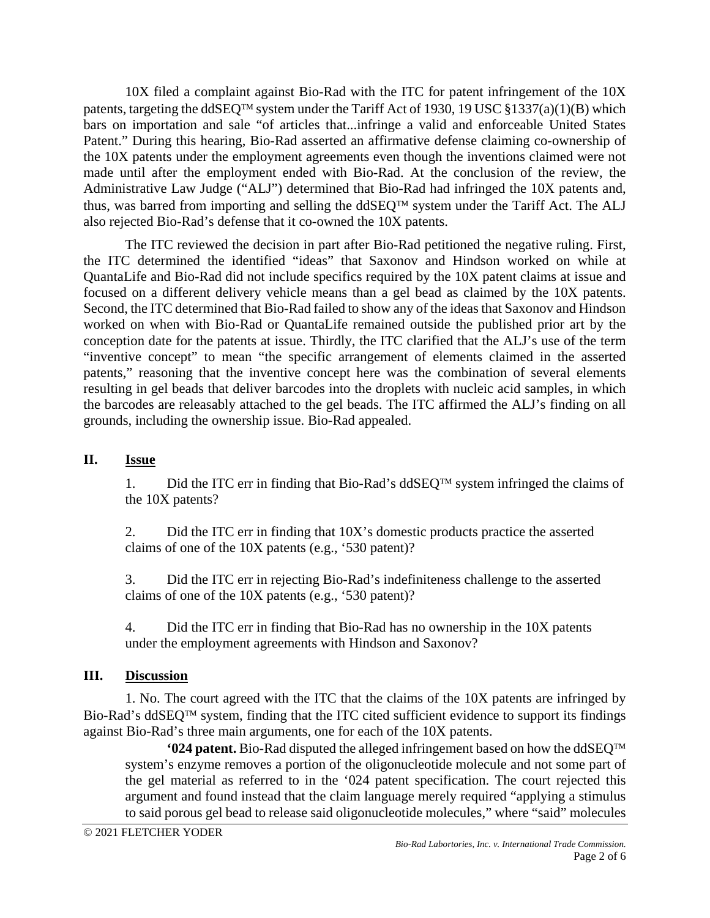10X filed a complaint against Bio-Rad with the ITC for patent infringement of the 10X patents, targeting the ddSEQ™ system under the Tariff Act of 1930, 19 USC §1337(a)(1)(B) which bars on importation and sale "of articles that...infringe a valid and enforceable United States Patent." During this hearing, Bio-Rad asserted an affirmative defense claiming co-ownership of the 10X patents under the employment agreements even though the inventions claimed were not made until after the employment ended with Bio-Rad. At the conclusion of the review, the Administrative Law Judge ("ALJ") determined that Bio-Rad had infringed the 10X patents and, thus, was barred from importing and selling the ddSEQ™ system under the Tariff Act. The ALJ also rejected Bio-Rad's defense that it co-owned the 10X patents.

The ITC reviewed the decision in part after Bio-Rad petitioned the negative ruling. First, the ITC determined the identified "ideas" that Saxonov and Hindson worked on while at QuantaLife and Bio-Rad did not include specifics required by the 10X patent claims at issue and focused on a different delivery vehicle means than a gel bead as claimed by the 10X patents. Second, the ITC determined that Bio-Rad failed to show any of the ideas that Saxonov and Hindson worked on when with Bio-Rad or QuantaLife remained outside the published prior art by the conception date for the patents at issue. Thirdly, the ITC clarified that the ALJ's use of the term "inventive concept" to mean "the specific arrangement of elements claimed in the asserted patents," reasoning that the inventive concept here was the combination of several elements resulting in gel beads that deliver barcodes into the droplets with nucleic acid samples, in which the barcodes are releasably attached to the gel beads. The ITC affirmed the ALJ's finding on all grounds, including the ownership issue. Bio-Rad appealed.

## II. Issue

1. Did the ITC err in finding that Bio-Rad's ddSEQ™ system infringed the claims of the 10X patents?

2. Did the ITC err in finding that 10X's domestic products practice the asserted claims of one of the 10X patents (e.g., '530 patent)?

3. Did the ITC err in rejecting Bio-Rad's indefiniteness challenge to the asserted claims of one of the 10X patents (e.g., '530 patent)?

4. Did the ITC err in finding that Bio-Rad has no ownership in the 10X patents under the employment agreements with Hindson and Saxonov?

## III. Discussion

1. No. The court agreed with the ITC that the claims of the 10X patents are infringed by Bio-Rad's ddSEQ™ system, finding that the ITC cited sufficient evidence to support its findings against Bio-Rad's three main arguments, one for each of the 10X patents.

> **'024 patent.** Bio-Rad disputed the alleged infringement based on how the ddSEQ™ system's enzyme removes a portion of the oligonucleotide molecule and not some part of the gel material as referred to in the '024 patent specification. The court rejected this argument and found instead that the claim language merely required "applying a stimulus to said porous gel bead to release said oligonucleotide molecules," where "said" molecules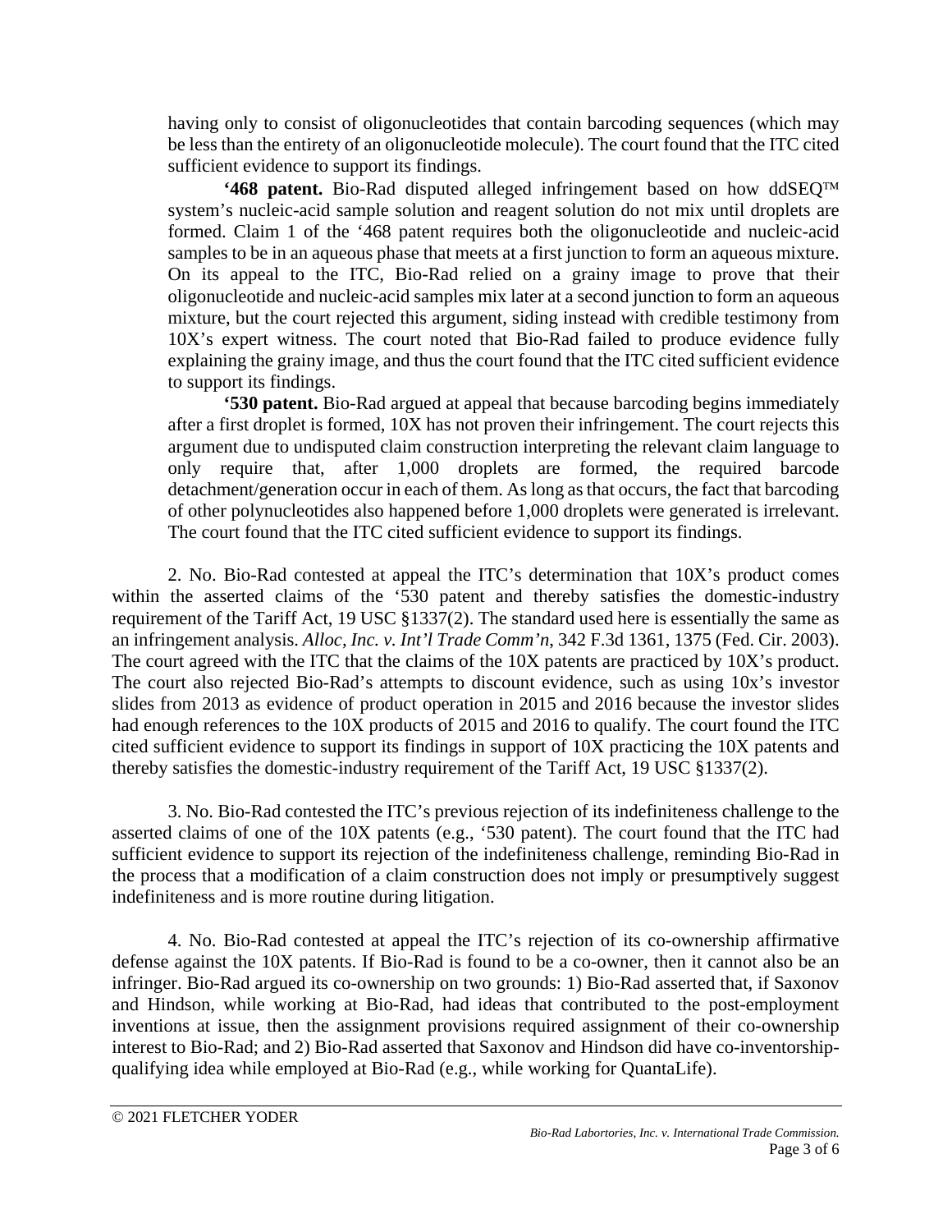having only to consist of oligonucleotides that contain barcoding sequences (which may be less than the entirety of an oligonucleotide molecule). The court found that the ITC cited sufficient evidence to support its findings.

**'468 patent.** Bio-Rad disputed alleged infringement based on how ddSEQ™ system's nucleic-acid sample solution and reagent solution do not mix until droplets are formed. Claim 1 of the '468 patent requires both the oligonucleotide and nucleic-acid samples to be in an aqueous phase that meets at a first junction to form an aqueous mixture. On its appeal to the ITC, Bio-Rad relied on a grainy image to prove that their oligonucleotide and nucleic-acid samples mix later at a second junction to form an aqueous mixture, but the court rejected this argument, siding instead with credible testimony from 10X's expert witness. The court noted that Bio-Rad failed to produce evidence fully explaining the grainy image, and thus the court found that the ITC cited sufficient evidence to support its findings.

**'530 patent.** Bio-Rad argued at appeal that because barcoding begins immediately after a first droplet is formed, 10X has not proven their infringement. The court rejects this argument due to undisputed claim construction interpreting the relevant claim language to only require that, after 1,000 droplets are formed, the required barcode detachment/generation occur in each of them. As long as that occurs, the fact that barcoding of other polynucleotides also happened before 1,000 droplets were generated is irrelevant. The court found that the ITC cited sufficient evidence to support its findings.

2. No. Bio-Rad contested at appeal the ITC's determination that 10X's product comes within the asserted claims of the '530 patent and thereby satisfies the domestic-industry requirement of the Tariff Act, 19 USC §1337(2). The standard used here is essentially the same as an infringement analysis. *Alloc, Inc. v. Int'l Trade Comm'n*, 342 F.3d 1361, 1375 (Fed. Cir. 2003). The court agreed with the ITC that the claims of the 10X patents are practiced by 10X's product. The court also rejected Bio-Rad's attempts to discount evidence, such as using 10x's investor slides from 2013 as evidence of product operation in 2015 and 2016 because the investor slides had enough references to the 10X products of 2015 and 2016 to qualify. The court found the ITC cited sufficient evidence to support its findings in support of 10X practicing the 10X patents and thereby satisfies the domestic-industry requirement of the Tariff Act, 19 USC §1337(2).

3. No. Bio-Rad contested the ITC's previous rejection of its indefiniteness challenge to the asserted claims of one of the 10X patents (e.g., '530 patent). The court found that the ITC had sufficient evidence to support its rejection of the indefiniteness challenge, reminding Bio-Rad in the process that a modification of a claim construction does not imply or presumptively suggest indefiniteness and is more routine during litigation.

4. No. Bio-Rad contested at appeal the ITC's rejection of its co-ownership affirmative defense against the 10X patents. If Bio-Rad is found to be a co-owner, then it cannot also be an infringer. Bio-Rad argued its co-ownership on two grounds: 1) Bio-Rad asserted that, if Saxonov and Hindson, while working at Bio-Rad, had ideas that contributed to the post-employment inventions at issue, then the assignment provisions required assignment of their co-ownership interest to Bio-Rad; and 2) Bio-Rad asserted that Saxonov and Hindson did have co-inventorship-qualifying idea while employed at Bio-Rad (e.g., while working for QuantaLife).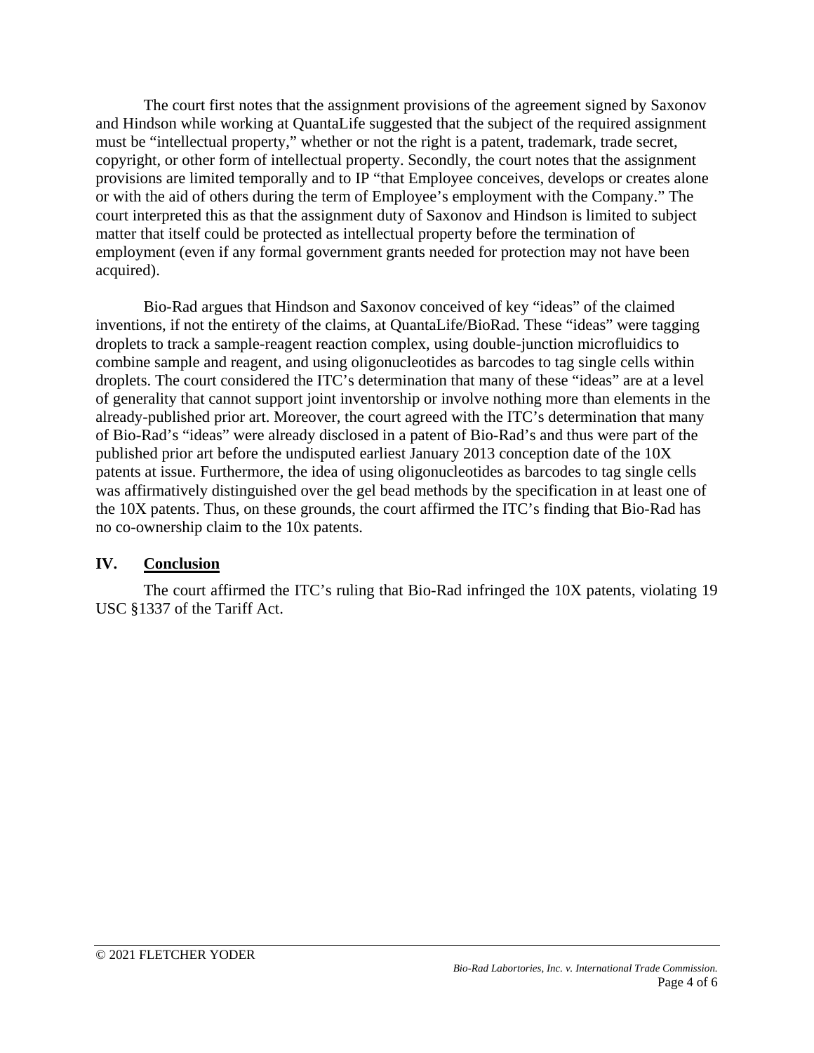The court first notes that the assignment provisions of the agreement signed by Saxonov and Hindson while working at QuantaLife suggested that the subject of the required assignment must be "intellectual property," whether or not the right is a patent, trademark, trade secret, copyright, or other form of intellectual property. Secondly, the court notes that the assignment provisions are limited temporally and to IP "that Employee conceives, develops or creates alone or with the aid of others during the term of Employee's employment with the Company." The court interpreted this as that the assignment duty of Saxonov and Hindson is limited to subject matter that itself could be protected as intellectual property before the termination of employment (even if any formal government grants needed for protection may not have been acquired).

Bio-Rad argues that Hindson and Saxonov conceived of key "ideas" of the claimed inventions, if not the entirety of the claims, at QuantaLife/BioRad. These "ideas" were tagging droplets to track a sample-reagent reaction complex, using double-junction microfluidics to combine sample and reagent, and using oligonucleotides as barcodes to tag single cells within droplets. The court considered the ITC's determination that many of these "ideas" are at a level of generality that cannot support joint inventorship or involve nothing more than elements in the already-published prior art. Moreover, the court agreed with the ITC's determination that many of Bio-Rad's "ideas" were already disclosed in a patent of Bio-Rad's and thus were part of the published prior art before the undisputed earliest January 2013 conception date of the 10X patents at issue. Furthermore, the idea of using oligonucleotides as barcodes to tag single cells was affirmatively distinguished over the gel bead methods by the specification in at least one of the 10X patents. Thus, on these grounds, the court affirmed the ITC's finding that Bio-Rad has no co-ownership claim to the 10x patents.

## IV. Conclusion

The court affirmed the ITC's ruling that Bio-Rad infringed the 10X patents, violating 19 USC §1337 of the Tariff Act.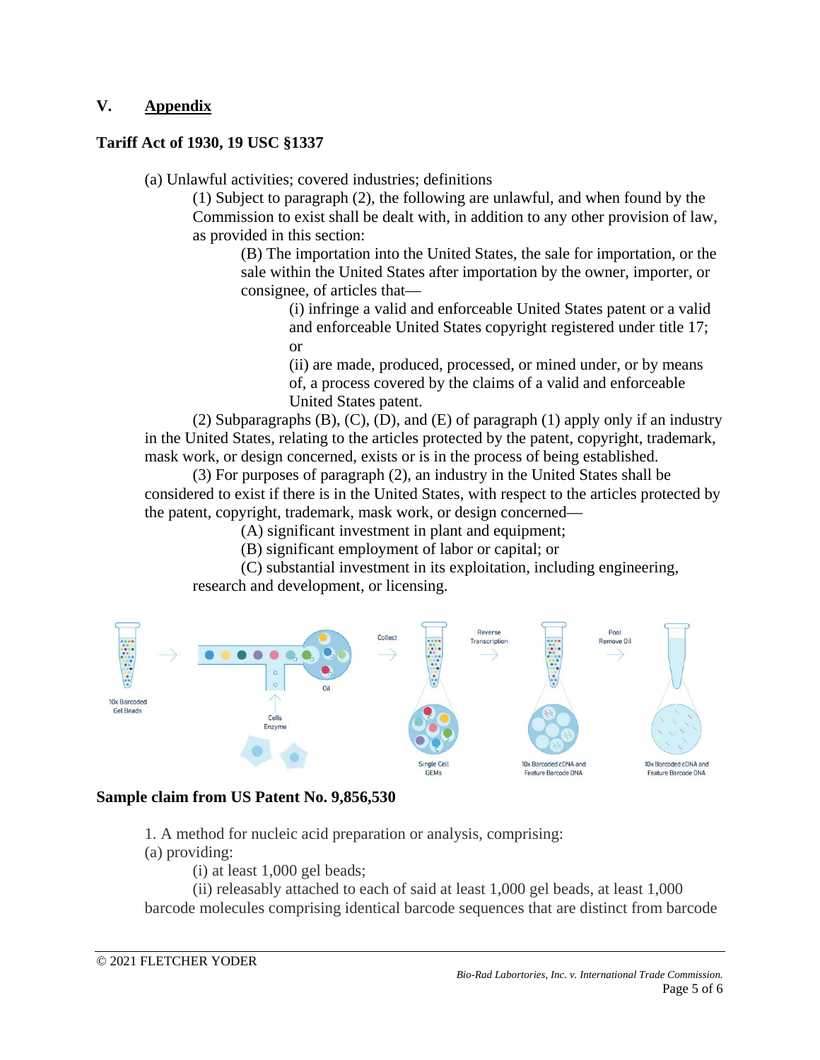## V. Appendix

**Tariff Act of 1930, 19 USC §1337**

(a) Unlawful activities; covered industries; definitions

(1) Subject to paragraph (2), the following are unlawful, and when found by the Commission to exist shall be dealt with, in addition to any other provision of law, as provided in this section:

(B) The importation into the United States, the sale for importation, or the sale within the United States after importation by the owner, importer, or consignee, of articles that—

(i) infringe a valid and enforceable United States patent or a valid and enforceable United States copyright registered under title 17; or

(ii) are made, produced, processed, or mined under, or by means of, a process covered by the claims of a valid and enforceable United States patent.

(2) Subparagraphs (B), (C), (D), and (E) of paragraph (1) apply only if an industry in the United States, relating to the articles protected by the patent, copyright, trademark, mask work, or design concerned, exists or is in the process of being established.

(3) For purposes of paragraph (2), an industry in the United States shall be considered to exist if there is in the United States, with respect to the articles protected by the patent, copyright, trademark, mask work, or design concerned—

(A) significant investment in plant and equipment;

(B) significant employment of labor or capital; or

(C) substantial investment in its exploitation, including engineering, research and development, or licensing.

**Sample claim from US Patent No. 9,856,530**

1. A method for nucleic acid preparation or analysis, comprising:

(a) providing:

(i) at least 1,000 gel beads;

(ii) releasably attached to each of said at least 1,000 gel beads, at least 1,000 barcode molecules comprising identical barcode sequences that are distinct from barcode

© 2021 FLETCHER YODER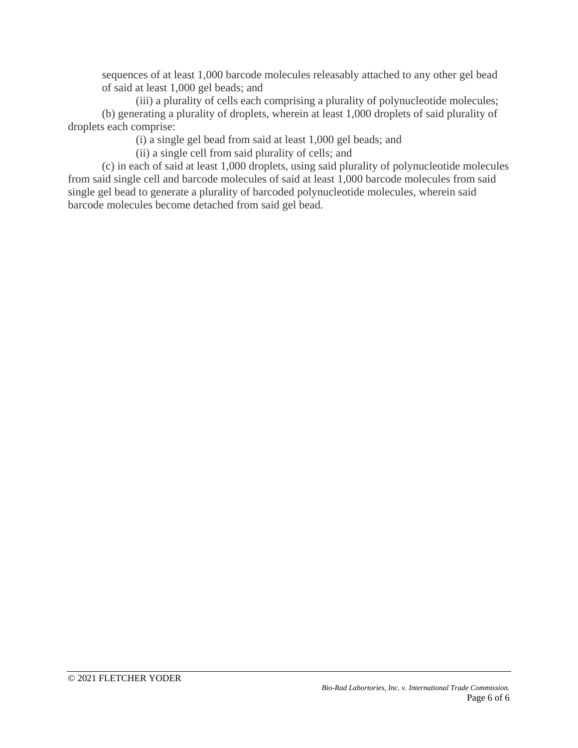sequences of at least 1,000 barcode molecules releasably attached to any other gel bead of said at least 1,000 gel beads; and

(iii) a plurality of cells each comprising a plurality of polynucleotide molecules;

(b) generating a plurality of droplets, wherein at least 1,000 droplets of said plurality of droplets each comprise:

(i) a single gel bead from said at least 1,000 gel beads; and

(ii) a single cell from said plurality of cells; and

(c) in each of said at least 1,000 droplets, using said plurality of polynucleotide molecules from said single cell and barcode molecules of said at least 1,000 barcode molecules from said single gel bead to generate a plurality of barcoded polynucleotide molecules, wherein said barcode molecules become detached from said gel bead.